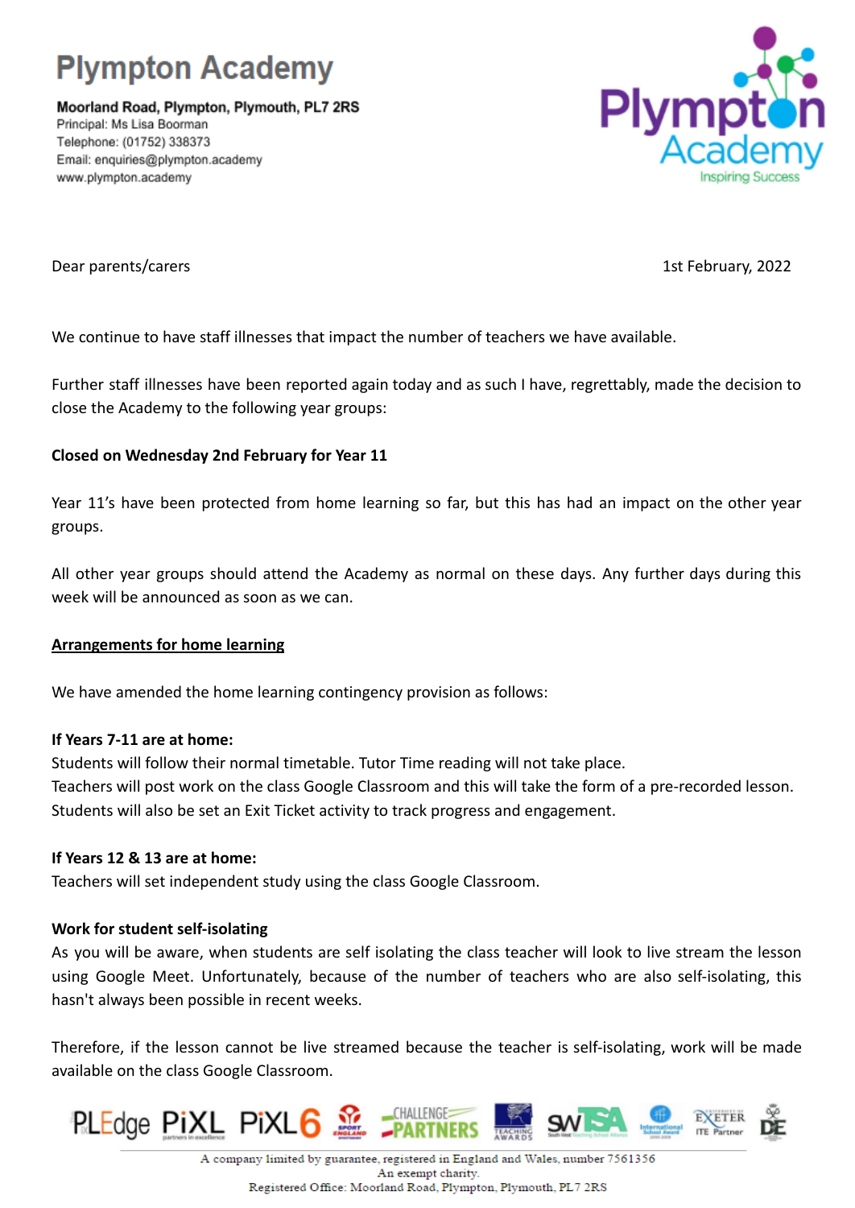# Plympton Academy

**Moorland Road, Plympton, Plymouth, PL7 2RS**
Principal: Ms Lisa Boorman
Telephone: (01752) 338373
Email: enquiries@plympton.academy
www.plympton.academy

Plympton Academy
Inspiring Success

Dear parents/carers

1st February, 2022

We continue to have staff illnesses that impact the number of teachers we have available.

Further staff illnesses have been reported again today and as such I have, regrettably, made the decision to close the Academy to the following year groups:

**Closed on Wednesday 2nd February for Year 11**

Year 11's have been protected from home learning so far, but this has had an impact on the other year groups.

All other year groups should attend the Academy as normal on these days. Any further days during this week will be announced as soon as we can.

<u>**Arrangements for home learning**</u>

We have amended the home learning contingency provision as follows:

**If Years 7-11 are at home:**
Students will follow their normal timetable. Tutor Time reading will not take place.
Teachers will post work on the class Google Classroom and this will take the form of a pre-recorded lesson.
Students will also be set an Exit Ticket activity to track progress and engagement.

**If Years 12 & 13 are at home:**
Teachers will set independent study using the class Google Classroom.

**Work for student self-isolating**
As you will be aware, when students are self isolating the class teacher will look to live stream the lesson using Google Meet. Unfortunately, because of the number of teachers who are also self-isolating, this hasn't always been possible in recent weeks.

Therefore, if the lesson cannot be live streamed because the teacher is self-isolating, work will be made available on the class Google Classroom.

A company limited by guarantee, registered in England and Wales, number 7561356
An exempt charity.
Registered Office: Moorland Road, Plympton, Plymouth, PL7 2RS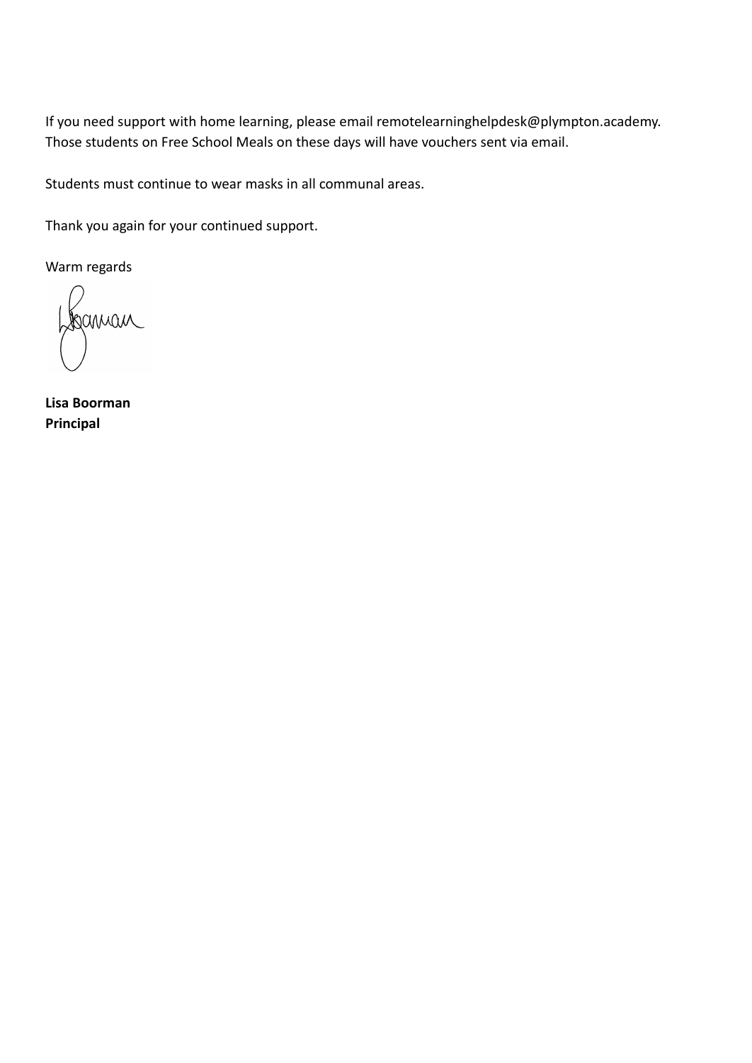If you need support with home learning, please email remotelearninghelpdesk@plympton.academy. Those students on Free School Meals on these days will have vouchers sent via email.

Students must continue to wear masks in all communal areas.

Thank you again for your continued support.

Warm regards

**Lisa Boorman**
**Principal**